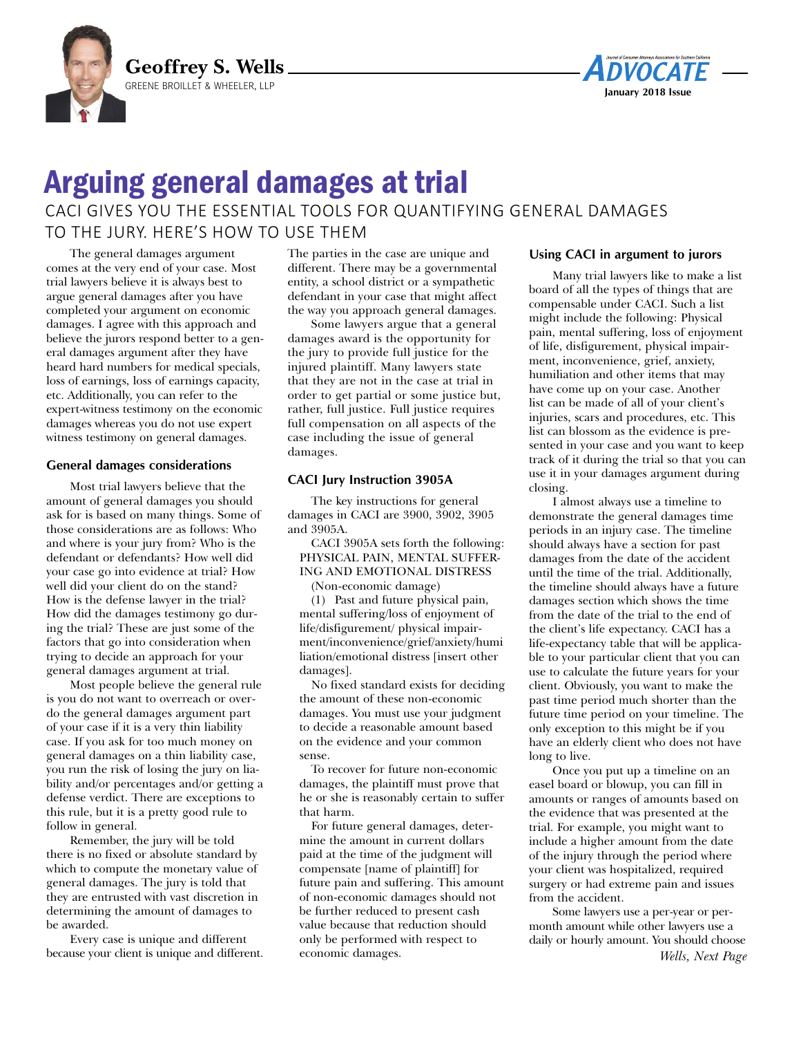Geoffrey S. Wells
GREENE BROILLET & WHEELER, LLP

# Arguing general damages at trial

## CACI GIVES YOU THE ESSENTIAL TOOLS FOR QUANTIFYING GENERAL DAMAGES TO THE JURY. HERE'S HOW TO USE THEM

The general damages argument comes at the very end of your case. Most trial lawyers believe it is always best to argue general damages after you have completed your argument on economic damages. I agree with this approach and believe the jurors respond better to a general damages argument after they have heard hard numbers for medical specials, loss of earnings, loss of earnings capacity, etc. Additionally, you can refer to the expert-witness testimony on the economic damages whereas you do not use expert witness testimony on general damages.

### General damages considerations

Most trial lawyers believe that the amount of general damages you should ask for is based on many things. Some of those considerations are as follows: Who and where is your jury from? Who is the defendant or defendants? How well did your case go into evidence at trial? How well did your client do on the stand? How is the defense lawyer in the trial? How did the damages testimony go during the trial? These are just some of the factors that go into consideration when trying to decide an approach for your general damages argument at trial.

Most people believe the general rule is you do not want to overreach or overdo the general damages argument part of your case if it is a very thin liability case. If you ask for too much money on general damages on a thin liability case, you run the risk of losing the jury on liability and/or percentages and/or getting a defense verdict. There are exceptions to this rule, but it is a pretty good rule to follow in general.

Remember, the jury will be told there is no fixed or absolute standard by which to compute the monetary value of general damages. The jury is told that they are entrusted with vast discretion in determining the amount of damages to be awarded.

Every case is unique and different because your client is unique and different. The parties in the case are unique and different. There may be a governmental entity, a school district or a sympathetic defendant in your case that might affect the way you approach general damages.

Some lawyers argue that a general damages award is the opportunity for the jury to provide full justice for the injured plaintiff. Many lawyers state that they are not in the case at trial in order to get partial or some justice but, rather, full justice. Full justice requires full compensation on all aspects of the case including the issue of general damages.

### CACI Jury Instruction 3905A

The key instructions for general damages in CACI are 3900, 3902, 3905 and 3905A.

CACI 3905A sets forth the following: PHYSICAL PAIN, MENTAL SUFFERING AND EMOTIONAL DISTRESS

(Non-economic damage)

(1) Past and future physical pain, mental suffering/loss of enjoyment of life/disfigurement/ physical impairment/inconvenience/grief/anxiety/humiliation/emotional distress [insert other damages].

No fixed standard exists for deciding the amount of these non-economic damages. You must use your judgment to decide a reasonable amount based on the evidence and your common sense.

To recover for future non-economic damages, the plaintiff must prove that he or she is reasonably certain to suffer that harm.

For future general damages, determine the amount in current dollars paid at the time of the judgment will compensate [name of plaintiff] for future pain and suffering. This amount of non-economic damages should not be further reduced to present cash value because that reduction should only be performed with respect to economic damages.

### Using CACI in argument to jurors

Many trial lawyers like to make a list board of all the types of things that are compensable under CACI. Such a list might include the following: Physical pain, mental suffering, loss of enjoyment of life, disfigurement, physical impairment, inconvenience, grief, anxiety, humiliation and other items that may have come up on your case. Another list can be made of all of your client's injuries, scars and procedures, etc. This list can blossom as the evidence is presented in your case and you want to keep track of it during the trial so that you can use it in your damages argument during closing.

I almost always use a timeline to demonstrate the general damages time periods in an injury case. The timeline should always have a section for past damages from the date of the accident until the time of the trial. Additionally, the timeline should always have a future damages section which shows the time from the date of the trial to the end of the client's life expectancy. CACI has a life-expectancy table that will be applicable to your particular client that you can use to calculate the future years for your client. Obviously, you want to make the past time period much shorter than the future time period on your timeline. The only exception to this might be if you have an elderly client who does not have long to live.

Once you put up a timeline on an easel board or blowup, you can fill in amounts or ranges of amounts based on the evidence that was presented at the trial. For example, you might want to include a higher amount from the date of the injury through the period where your client was hospitalized, required surgery or had extreme pain and issues from the accident.

Some lawyers use a per-year or per-month amount while other lawyers use a daily or hourly amount. You should choose

*Wells, Next Page*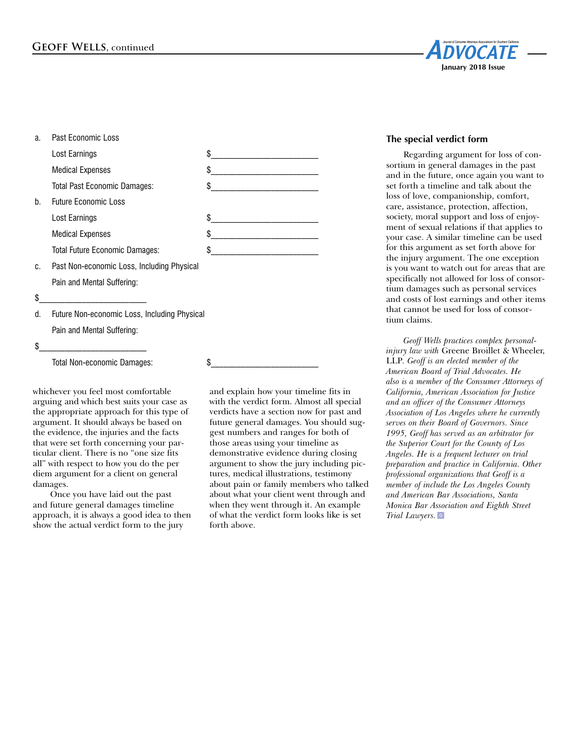a. Past Economic Loss

Lost Earnings $______________________

Medical Expenses $______________________

Total Past Economic Damages: $______________________

b. Future Economic Loss

Lost Earnings $______________________

Medical Expenses $______________________

Total Future Economic Damages: $______________________

c. Past Non-economic Loss, Including Physical Pain and Mental Suffering:

$______________________

d. Future Non-economic Loss, Including Physical Pain and Mental Suffering:

$______________________

Total Non-economic Damages: $______________________

whichever you feel most comfortable arguing and which best suits your case as the appropriate approach for this type of argument. It should always be based on the evidence, the injuries and the facts that were set forth concerning your particular client. There is no "one size fits all" with respect to how you do the per diem argument for a client on general damages.

Once you have laid out the past and future general damages timeline approach, it is always a good idea to then show the actual verdict form to the jury and explain how your timeline fits in with the verdict form. Almost all special verdicts have a section now for past and future general damages. You should suggest numbers and ranges for both of those areas using your timeline as demonstrative evidence during closing argument to show the jury including pictures, medical illustrations, testimony about pain or family members who talked about what your client went through and when they went through it. An example of what the verdict form looks like is set forth above.

### The special verdict form

Regarding argument for loss of consortium in general damages in the past and in the future, once again you want to set forth a timeline and talk about the loss of love, companionship, comfort, care, assistance, protection, affection, society, moral support and loss of enjoyment of sexual relations if that applies to your case. A similar timeline can be used for this argument as set forth above for the injury argument. The one exception is you want to watch out for areas that are specifically not allowed for loss of consortium damages such as personal services and costs of lost earnings and other items that cannot be used for loss of consortium claims.

*Geoff Wells practices complex personal-injury law with* Greene Broillet & Wheeler, LLP. *Geoff is an elected member of the American Board of Trial Advocates. He also is a member of the Consumer Attorneys of California, American Association for Justice and an officer of the Consumer Attorneys Association of Los Angeles where he currently serves on their Board of Governors. Since 1995, Geoff has served as an arbitrator for the Superior Court for the County of Los Angeles. He is a frequent lecturer on trial preparation and practice in California. Other professional organizations that Geoff is a member of include the Los Angeles County and American Bar Associations, Santa Monica Bar Association and Eighth Street Trial Lawyers.*